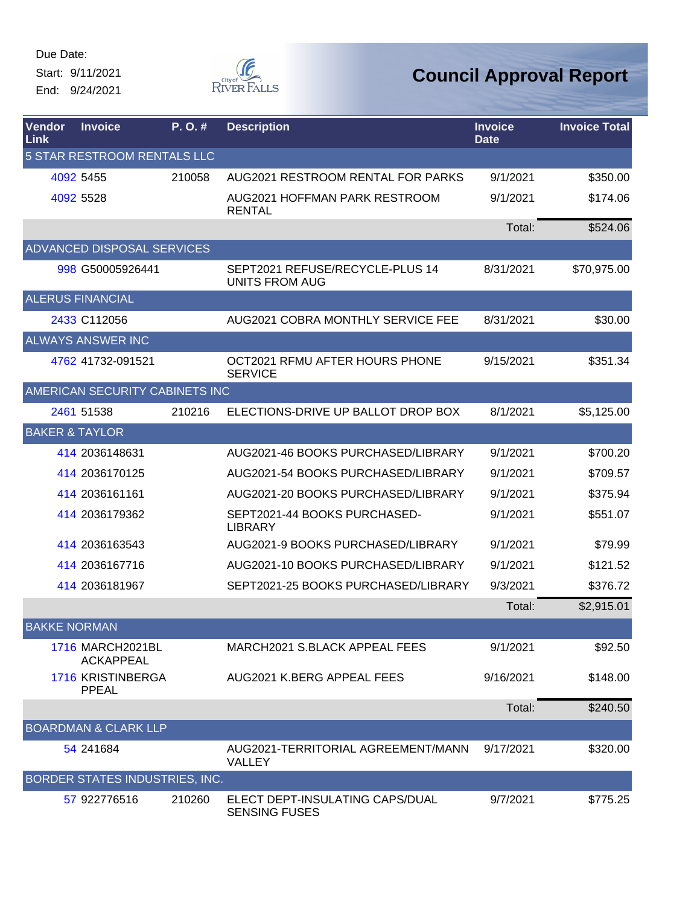Due Date:
Start: 9/11/2021
End: 9/24/2021

City of River Falls

# Council Approval Report

| Vendor Link | Invoice | P. O. # | Description | Invoice Date | Invoice Total |
|---|---|---|---|---|---|
| 5 STAR RESTROOM RENTALS LLC | | | | | |
| 4092 | 5455 | 210058 | AUG2021 RESTROOM RENTAL FOR PARKS | 9/1/2021 | $350.00 |
| 4092 | 5528 | | AUG2021 HOFFMAN PARK RESTROOM RENTAL | 9/1/2021 | $174.06 |
| | | | | Total: | $524.06 |
| ADVANCED DISPOSAL SERVICES | | | | | |
| 998 | G50005926441 | | SEPT2021 REFUSE/RECYCLE-PLUS 14 UNITS FROM AUG | 8/31/2021 | $70,975.00 |
| ALERUS FINANCIAL | | | | | |
| 2433 | C112056 | | AUG2021 COBRA MONTHLY SERVICE FEE | 8/31/2021 | $30.00 |
| ALWAYS ANSWER INC | | | | | |
| 4762 | 41732-091521 | | OCT2021 RFMU AFTER HOURS PHONE SERVICE | 9/15/2021 | $351.34 |
| AMERICAN SECURITY CABINETS INC | | | | | |
| 2461 | 51538 | 210216 | ELECTIONS-DRIVE UP BALLOT DROP BOX | 8/1/2021 | $5,125.00 |
| BAKER & TAYLOR | | | | | |
| 414 | 2036148631 | | AUG2021-46 BOOKS PURCHASED/LIBRARY | 9/1/2021 | $700.20 |
| 414 | 2036170125 | | AUG2021-54 BOOKS PURCHASED/LIBRARY | 9/1/2021 | $709.57 |
| 414 | 2036161161 | | AUG2021-20 BOOKS PURCHASED/LIBRARY | 9/1/2021 | $375.94 |
| 414 | 2036179362 | | SEPT2021-44 BOOKS PURCHASED-LIBRARY | 9/1/2021 | $551.07 |
| 414 | 2036163543 | | AUG2021-9 BOOKS PURCHASED/LIBRARY | 9/1/2021 | $79.99 |
| 414 | 2036167716 | | AUG2021-10 BOOKS PURCHASED/LIBRARY | 9/1/2021 | $121.52 |
| 414 | 2036181967 | | SEPT2021-25 BOOKS PURCHASED/LIBRARY | 9/3/2021 | $376.72 |
| | | | | Total: | $2,915.01 |
| BAKKE NORMAN | | | | | |
| 1716 | MARCH2021BLACKAPPEAL | | MARCH2021 S.BLACK APPEAL FEES | 9/1/2021 | $92.50 |
| 1716 | KRISTINBERGAPPEAL | | AUG2021 K.BERG APPEAL FEES | 9/16/2021 | $148.00 |
| | | | | Total: | $240.50 |
| BOARDMAN & CLARK LLP | | | | | |
| 54 | 241684 | | AUG2021-TERRITORIAL AGREEMENT/MANN VALLEY | 9/17/2021 | $320.00 |
| BORDER STATES INDUSTRIES, INC. | | | | | |
| 57 | 922776516 | 210260 | ELECT DEPT-INSULATING CAPS/DUAL SENSING FUSES | 9/7/2021 | $775.25 |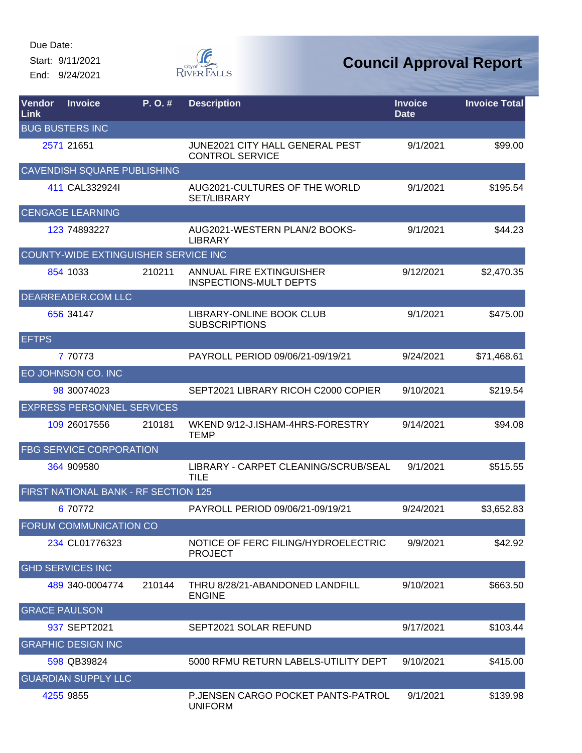Due Date:
Start: 9/11/2021
End: 9/24/2021

City of River Falls

# Council Approval Report

| Vendor Link | Invoice | P. O. # | Description | Invoice Date | Invoice Total |
|---|---|---|---|---|---|
| BUG BUSTERS INC | | | | | |
| 2571 | 21651 | | JUNE2021 CITY HALL GENERAL PEST CONTROL SERVICE | 9/1/2021 | $99.00 |
| CAVENDISH SQUARE PUBLISHING | | | | | |
| 411 | CAL332924I | | AUG2021-CULTURES OF THE WORLD SET/LIBRARY | 9/1/2021 | $195.54 |
| CENGAGE LEARNING | | | | | |
| 123 | 74893227 | | AUG2021-WESTERN PLAN/2 BOOKS-LIBRARY | 9/1/2021 | $44.23 |
| COUNTY-WIDE EXTINGUISHER SERVICE INC | | | | | |
| 854 | 1033 | 210211 | ANNUAL FIRE EXTINGUISHER INSPECTIONS-MULT DEPTS | 9/12/2021 | $2,470.35 |
| DEARREADER.COM LLC | | | | | |
| 656 | 34147 | | LIBRARY-ONLINE BOOK CLUB SUBSCRIPTIONS | 9/1/2021 | $475.00 |
| EFTPS | | | | | |
| 7 | 70773 | | PAYROLL PERIOD 09/06/21-09/19/21 | 9/24/2021 | $71,468.61 |
| EO JOHNSON CO. INC | | | | | |
| 98 | 30074023 | | SEPT2021 LIBRARY RICOH C2000 COPIER | 9/10/2021 | $219.54 |
| EXPRESS PERSONNEL SERVICES | | | | | |
| 109 | 26017556 | 210181 | WKEND 9/12-J.ISHAM-4HRS-FORESTRY TEMP | 9/14/2021 | $94.08 |
| FBG SERVICE CORPORATION | | | | | |
| 364 | 909580 | | LIBRARY - CARPET CLEANING/SCRUB/SEAL TILE | 9/1/2021 | $515.55 |
| FIRST NATIONAL BANK - RF SECTION 125 | | | | | |
| 6 | 70772 | | PAYROLL PERIOD 09/06/21-09/19/21 | 9/24/2021 | $3,652.83 |
| FORUM COMMUNICATION CO | | | | | |
| 234 | CL01776323 | | NOTICE OF FERC FILING/HYDROELECTRIC PROJECT | 9/9/2021 | $42.92 |
| GHD SERVICES INC | | | | | |
| 489 | 340-0004774 | 210144 | THRU 8/28/21-ABANDONED LANDFILL ENGINE | 9/10/2021 | $663.50 |
| GRACE PAULSON | | | | | |
| 937 | SEPT2021 | | SEPT2021 SOLAR REFUND | 9/17/2021 | $103.44 |
| GRAPHIC DESIGN INC | | | | | |
| 598 | QB39824 | | 5000 RFMU RETURN LABELS-UTILITY DEPT | 9/10/2021 | $415.00 |
| GUARDIAN SUPPLY LLC | | | | | |
| 4255 | 9855 | | P.JENSEN CARGO POCKET PANTS-PATROL UNIFORM | 9/1/2021 | $139.98 |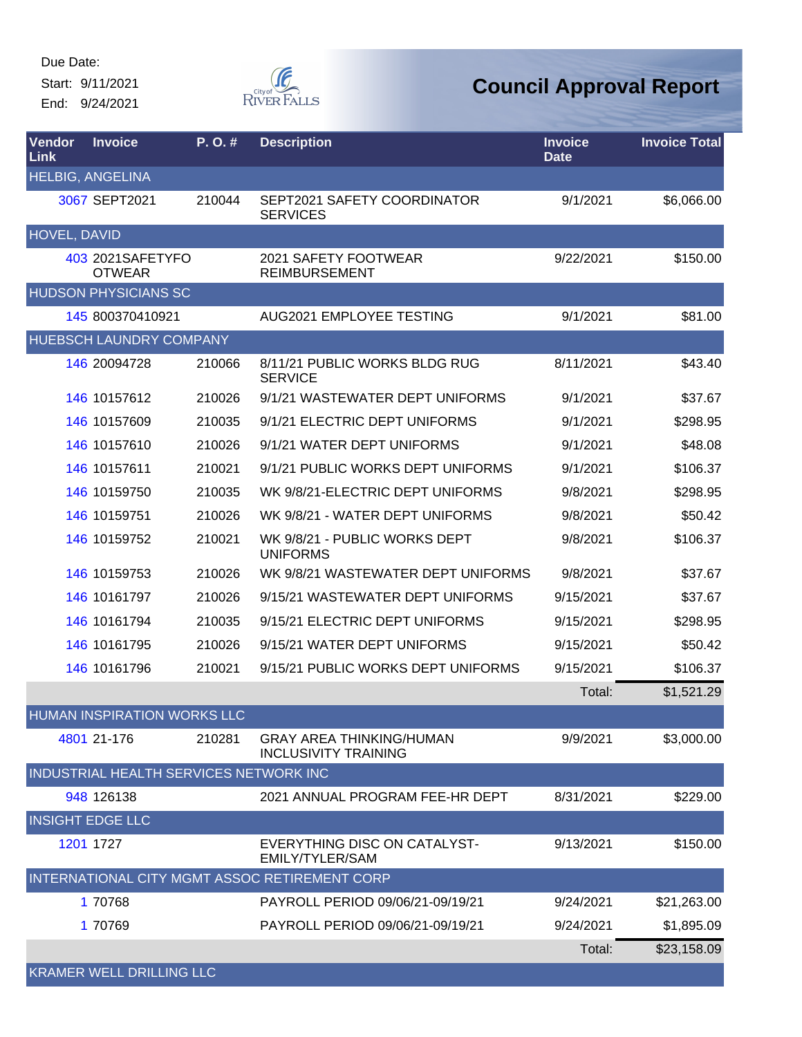Due Date:

Start: 9/11/2021

End: 9/24/2021

# Council Approval Report

| Vendor Link | Invoice | P. O. # | Description | Invoice Date | Invoice Total |
|---|---|---|---|---|---|
| HELBIG, ANGELINA | | | | | |
| 3067 | SEPT2021 | 210044 | SEPT2021 SAFETY COORDINATOR SERVICES | 9/1/2021 | $6,066.00 |
| HOVEL, DAVID | | | | | |
| 403 | 2021SAFETYFOOTWEAR | | 2021 SAFETY FOOTWEAR REIMBURSEMENT | 9/22/2021 | $150.00 |
| HUDSON PHYSICIANS SC | | | | | |
| 145 | 800370410921 | | AUG2021 EMPLOYEE TESTING | 9/1/2021 | $81.00 |
| HUEBSCH LAUNDRY COMPANY | | | | | |
| 146 | 20094728 | 210066 | 8/11/21 PUBLIC WORKS BLDG RUG SERVICE | 8/11/2021 | $43.40 |
| 146 | 10157612 | 210026 | 9/1/21 WASTEWATER DEPT UNIFORMS | 9/1/2021 | $37.67 |
| 146 | 10157609 | 210035 | 9/1/21 ELECTRIC DEPT UNIFORMS | 9/1/2021 | $298.95 |
| 146 | 10157610 | 210026 | 9/1/21 WATER DEPT UNIFORMS | 9/1/2021 | $48.08 |
| 146 | 10157611 | 210021 | 9/1/21 PUBLIC WORKS DEPT UNIFORMS | 9/1/2021 | $106.37 |
| 146 | 10159750 | 210035 | WK 9/8/21-ELECTRIC DEPT UNIFORMS | 9/8/2021 | $298.95 |
| 146 | 10159751 | 210026 | WK 9/8/21 - WATER DEPT UNIFORMS | 9/8/2021 | $50.42 |
| 146 | 10159752 | 210021 | WK 9/8/21 - PUBLIC WORKS DEPT UNIFORMS | 9/8/2021 | $106.37 |
| 146 | 10159753 | 210026 | WK 9/8/21 WASTEWATER DEPT UNIFORMS | 9/8/2021 | $37.67 |
| 146 | 10161797 | 210026 | 9/15/21 WASTEWATER DEPT UNIFORMS | 9/15/2021 | $37.67 |
| 146 | 10161794 | 210035 | 9/15/21 ELECTRIC DEPT UNIFORMS | 9/15/2021 | $298.95 |
| 146 | 10161795 | 210026 | 9/15/21 WATER DEPT UNIFORMS | 9/15/2021 | $50.42 |
| 146 | 10161796 | 210021 | 9/15/21 PUBLIC WORKS DEPT UNIFORMS | 9/15/2021 | $106.37 |
| | | | | Total: | $1,521.29 |
| HUMAN INSPIRATION WORKS LLC | | | | | |
| 4801 | 21-176 | 210281 | GRAY AREA THINKING/HUMAN INCLUSIVITY TRAINING | 9/9/2021 | $3,000.00 |
| INDUSTRIAL HEALTH SERVICES NETWORK INC | | | | | |
| 948 | 126138 | | 2021 ANNUAL PROGRAM FEE-HR DEPT | 8/31/2021 | $229.00 |
| INSIGHT EDGE LLC | | | | | |
| 1201 | 1727 | | EVERYTHING DISC ON CATALYST-EMILY/TYLER/SAM | 9/13/2021 | $150.00 |
| INTERNATIONAL CITY MGMT ASSOC RETIREMENT CORP | | | | | |
| 1 | 70768 | | PAYROLL PERIOD 09/06/21-09/19/21 | 9/24/2021 | $21,263.00 |
| 1 | 70769 | | PAYROLL PERIOD 09/06/21-09/19/21 | 9/24/2021 | $1,895.09 |
| | | | | Total: | $23,158.09 |
| KRAMER WELL DRILLING LLC | | | | | |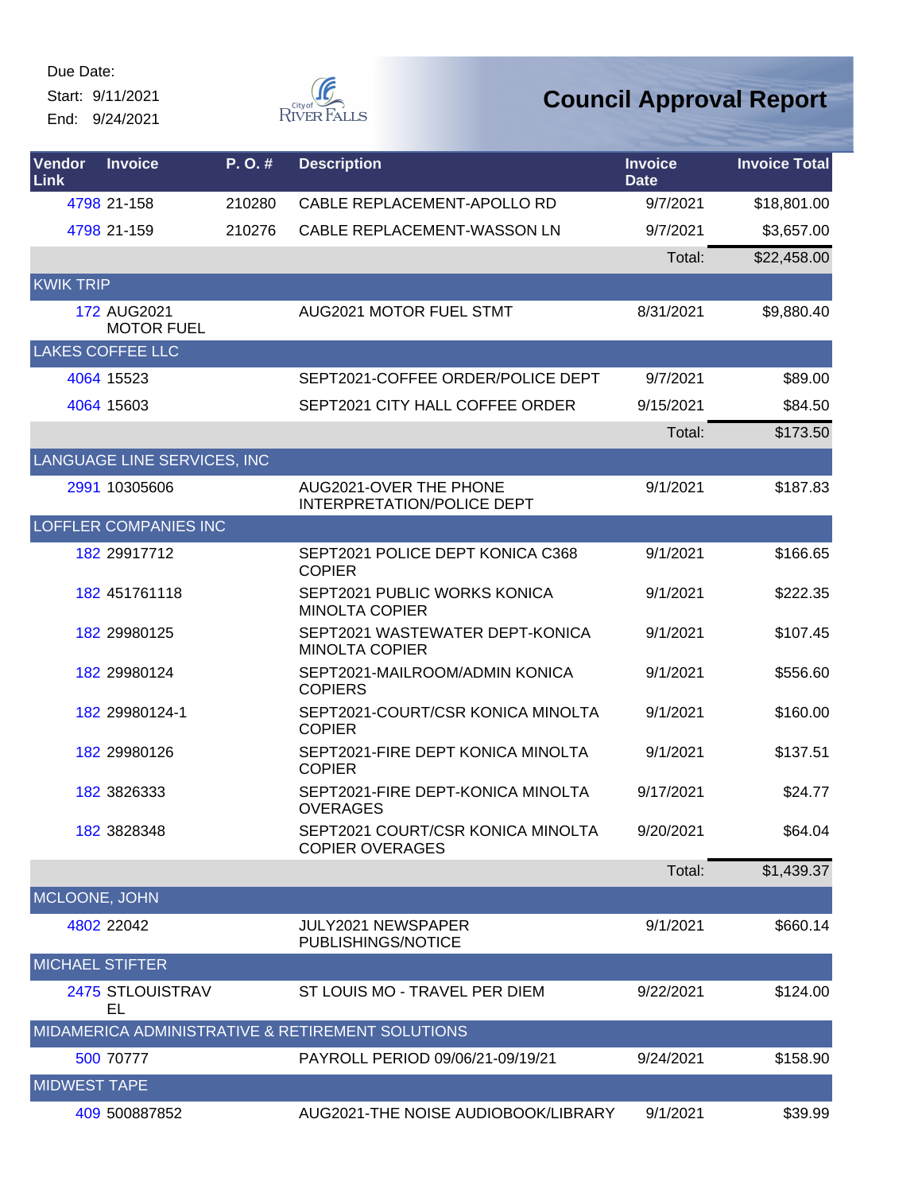Due Date:

Start: 9/11/2021

End: 9/24/2021

# Council Approval Report

| Vendor Link | Invoice | P. O. # | Description | Invoice Date | Invoice Total |
|---|---|---|---|---|---|
| 4798 | 21-158 | 210280 | CABLE REPLACEMENT-APOLLO RD | 9/7/2021 | $18,801.00 |
| 4798 | 21-159 | 210276 | CABLE REPLACEMENT-WASSON LN | 9/7/2021 | $3,657.00 |
| | | | | Total: | $22,458.00 |
| KWIK TRIP | | | | | |
| 172 | AUG2021 MOTOR FUEL | | AUG2021 MOTOR FUEL STMT | 8/31/2021 | $9,880.40 |
| LAKES COFFEE LLC | | | | | |
| 4064 | 15523 | | SEPT2021-COFFEE ORDER/POLICE DEPT | 9/7/2021 | $89.00 |
| 4064 | 15603 | | SEPT2021 CITY HALL COFFEE ORDER | 9/15/2021 | $84.50 |
| | | | | Total: | $173.50 |
| LANGUAGE LINE SERVICES, INC | | | | | |
| 2991 | 10305606 | | AUG2021-OVER THE PHONE INTERPRETATION/POLICE DEPT | 9/1/2021 | $187.83 |
| LOFFLER COMPANIES INC | | | | | |
| 182 | 29917712 | | SEPT2021 POLICE DEPT KONICA C368 COPIER | 9/1/2021 | $166.65 |
| 182 | 451761118 | | SEPT2021 PUBLIC WORKS KONICA MINOLTA COPIER | 9/1/2021 | $222.35 |
| 182 | 29980125 | | SEPT2021 WASTEWATER DEPT-KONICA MINOLTA COPIER | 9/1/2021 | $107.45 |
| 182 | 29980124 | | SEPT2021-MAILROOM/ADMIN KONICA COPIERS | 9/1/2021 | $556.60 |
| 182 | 29980124-1 | | SEPT2021-COURT/CSR KONICA MINOLTA COPIER | 9/1/2021 | $160.00 |
| 182 | 29980126 | | SEPT2021-FIRE DEPT KONICA MINOLTA COPIER | 9/1/2021 | $137.51 |
| 182 | 3826333 | | SEPT2021-FIRE DEPT-KONICA MINOLTA OVERAGES | 9/17/2021 | $24.77 |
| 182 | 3828348 | | SEPT2021 COURT/CSR KONICA MINOLTA COPIER OVERAGES | 9/20/2021 | $64.04 |
| | | | | Total: | $1,439.37 |
| MCLOONE, JOHN | | | | | |
| 4802 | 22042 | | JULY2021 NEWSPAPER PUBLISHINGS/NOTICE | 9/1/2021 | $660.14 |
| MICHAEL STIFTER | | | | | |
| 2475 | STLOUISTRAVEL | | ST LOUIS MO - TRAVEL PER DIEM | 9/22/2021 | $124.00 |
| MIDAMERICA ADMINISTRATIVE & RETIREMENT SOLUTIONS | | | | | |
| 500 | 70777 | | PAYROLL PERIOD 09/06/21-09/19/21 | 9/24/2021 | $158.90 |
| MIDWEST TAPE | | | | | |
| 409 | 500887852 | | AUG2021-THE NOISE AUDIOBOOK/LIBRARY | 9/1/2021 | $39.99 |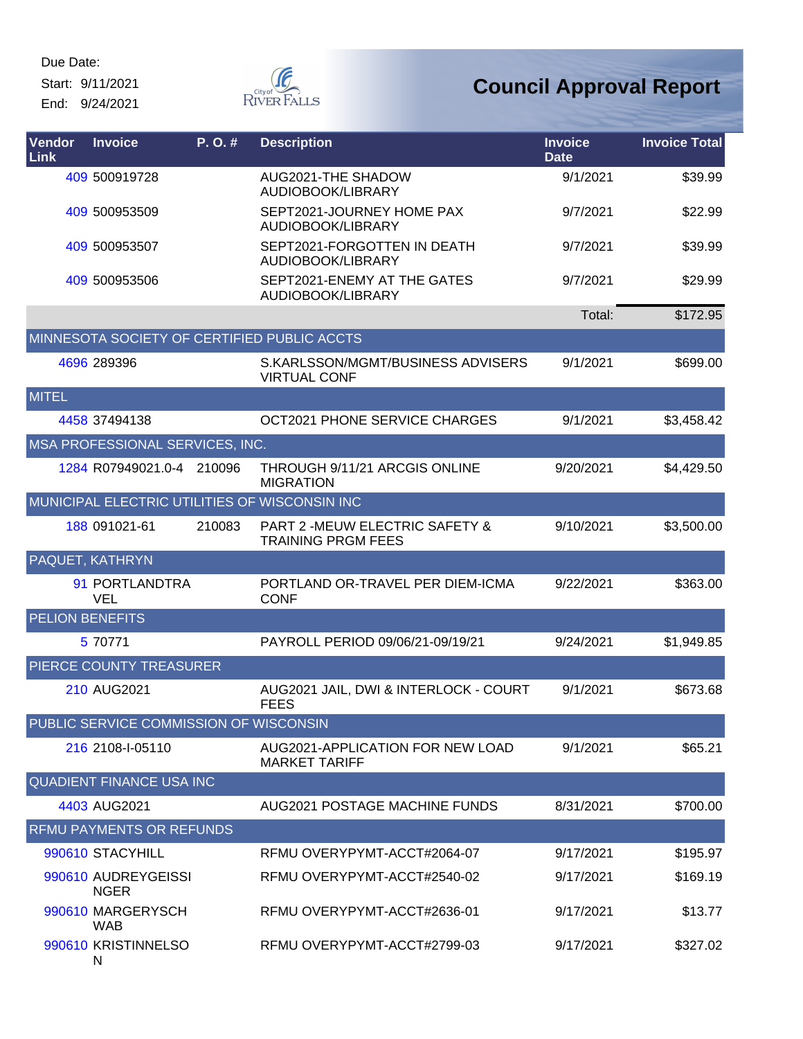Due Date:

Start: 9/11/2021

End: 9/24/2021

# Council Approval Report

| Vendor Link | Invoice | P. O. # | Description | Invoice Date | Invoice Total |
|---|---|---|---|---|---|
| 409 | 500919728 | | AUG2021-THE SHADOW AUDIOBOOK/LIBRARY | 9/1/2021 | $39.99 |
| 409 | 500953509 | | SEPT2021-JOURNEY HOME PAX AUDIOBOOK/LIBRARY | 9/7/2021 | $22.99 |
| 409 | 500953507 | | SEPT2021-FORGOTTEN IN DEATH AUDIOBOOK/LIBRARY | 9/7/2021 | $39.99 |
| 409 | 500953506 | | SEPT2021-ENEMY AT THE GATES AUDIOBOOK/LIBRARY | 9/7/2021 | $29.99 |
| | | | | Total: | $172.95 |
| MINNESOTA SOCIETY OF CERTIFIED PUBLIC ACCTS | | | | | |
| 4696 | 289396 | | S.KARLSSON/MGMT/BUSINESS ADVISERS VIRTUAL CONF | 9/1/2021 | $699.00 |
| MITEL | | | | | |
| 4458 | 37494138 | | OCT2021 PHONE SERVICE CHARGES | 9/1/2021 | $3,458.42 |
| MSA PROFESSIONAL SERVICES, INC. | | | | | |
| 1284 | R07949021.0-4 | 210096 | THROUGH 9/11/21 ARCGIS ONLINE MIGRATION | 9/20/2021 | $4,429.50 |
| MUNICIPAL ELECTRIC UTILITIES OF WISCONSIN INC | | | | | |
| 188 | 091021-61 | 210083 | PART 2 -MEUW ELECTRIC SAFETY & TRAINING PRGM FEES | 9/10/2021 | $3,500.00 |
| PAQUET, KATHRYN | | | | | |
| 91 | PORTLANDTRAVEL | | PORTLAND OR-TRAVEL PER DIEM-ICMA CONF | 9/22/2021 | $363.00 |
| PELION BENEFITS | | | | | |
| 5 | 70771 | | PAYROLL PERIOD 09/06/21-09/19/21 | 9/24/2021 | $1,949.85 |
| PIERCE COUNTY TREASURER | | | | | |
| 210 | AUG2021 | | AUG2021 JAIL, DWI & INTERLOCK - COURT FEES | 9/1/2021 | $673.68 |
| PUBLIC SERVICE COMMISSION OF WISCONSIN | | | | | |
| 216 | 2108-I-05110 | | AUG2021-APPLICATION FOR NEW LOAD MARKET TARIFF | 9/1/2021 | $65.21 |
| QUADIENT FINANCE USA INC | | | | | |
| 4403 | AUG2021 | | AUG2021 POSTAGE MACHINE FUNDS | 8/31/2021 | $700.00 |
| RFMU PAYMENTS OR REFUNDS | | | | | |
| 990610 | STACYHILL | | RFMU OVERYPYMT-ACCT#2064-07 | 9/17/2021 | $195.97 |
| 990610 | AUDREYGEISSINGER | | RFMU OVERYPYMT-ACCT#2540-02 | 9/17/2021 | $169.19 |
| 990610 | MARGERYSCHWAB | | RFMU OVERYPYMT-ACCT#2636-01 | 9/17/2021 | $13.77 |
| 990610 | KRISTINNELSON | | RFMU OVERYPYMT-ACCT#2799-03 | 9/17/2021 | $327.02 |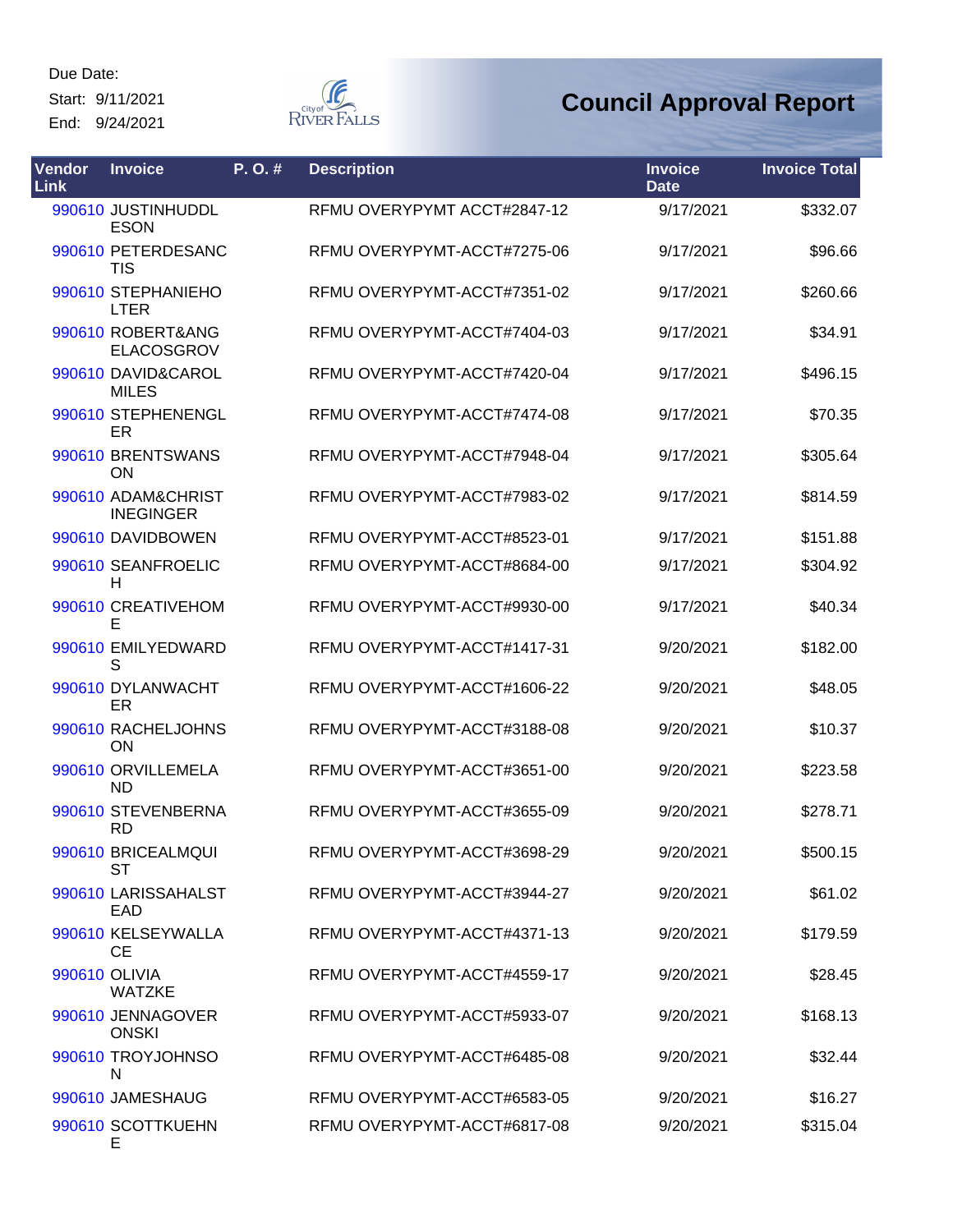Due Date:

Start: 9/11/2021

End: 9/24/2021

# Council Approval Report

| Vendor Link | Invoice | P. O. # | Description | Invoice Date | Invoice Total |
|---|---|---|---|---|---|
| 990610 | JUSTINHUDDLESON | | RFMU OVERYPYMT ACCT#2847-12 | 9/17/2021 | $332.07 |
| 990610 | PETERDESANCTIS | | RFMU OVERYPYMT-ACCT#7275-06 | 9/17/2021 | $96.66 |
| 990610 | STEPHANIEHOLTER | | RFMU OVERYPYMT-ACCT#7351-02 | 9/17/2021 | $260.66 |
| 990610 | ROBERT&ANGELACOSGROV | | RFMU OVERYPYMT-ACCT#7404-03 | 9/17/2021 | $34.91 |
| 990610 | DAVID&CAROLMILES | | RFMU OVERYPYMT-ACCT#7420-04 | 9/17/2021 | $496.15 |
| 990610 | STEPHENENGLER | | RFMU OVERYPYMT-ACCT#7474-08 | 9/17/2021 | $70.35 |
| 990610 | BRENTSWANSON | | RFMU OVERYPYMT-ACCT#7948-04 | 9/17/2021 | $305.64 |
| 990610 | ADAM&CHRISTINEGINGER | | RFMU OVERYPYMT-ACCT#7983-02 | 9/17/2021 | $814.59 |
| 990610 | DAVIDBOWEN | | RFMU OVERYPYMT-ACCT#8523-01 | 9/17/2021 | $151.88 |
| 990610 | SEANFROELICH | | RFMU OVERYPYMT-ACCT#8684-00 | 9/17/2021 | $304.92 |
| 990610 | CREATIVEHOME | | RFMU OVERYPYMT-ACCT#9930-00 | 9/17/2021 | $40.34 |
| 990610 | EMILYEDWARDS | | RFMU OVERYPYMT-ACCT#1417-31 | 9/20/2021 | $182.00 |
| 990610 | DYLANWACHTER | | RFMU OVERYPYMT-ACCT#1606-22 | 9/20/2021 | $48.05 |
| 990610 | RACHELJOHNSON | | RFMU OVERYPYMT-ACCT#3188-08 | 9/20/2021 | $10.37 |
| 990610 | ORVILLEMELAND | | RFMU OVERYPYMT-ACCT#3651-00 | 9/20/2021 | $223.58 |
| 990610 | STEVENBERNARD | | RFMU OVERYPYMT-ACCT#3655-09 | 9/20/2021 | $278.71 |
| 990610 | BRICEALMQUIST | | RFMU OVERYPYMT-ACCT#3698-29 | 9/20/2021 | $500.15 |
| 990610 | LARISSAHALSTEAD | | RFMU OVERYPYMT-ACCT#3944-27 | 9/20/2021 | $61.02 |
| 990610 | KELSEYWALLACE | | RFMU OVERYPYMT-ACCT#4371-13 | 9/20/2021 | $179.59 |
| 990610 | OLIVIA WATZKE | | RFMU OVERYPYMT-ACCT#4559-17 | 9/20/2021 | $28.45 |
| 990610 | JENNAGOVERONSKI | | RFMU OVERYPYMT-ACCT#5933-07 | 9/20/2021 | $168.13 |
| 990610 | TROYJOHNSON | | RFMU OVERYPYMT-ACCT#6485-08 | 9/20/2021 | $32.44 |
| 990610 | JAMESHAUG | | RFMU OVERYPYMT-ACCT#6583-05 | 9/20/2021 | $16.27 |
| 990610 | SCOTTKUEHNE | | RFMU OVERYPYMT-ACCT#6817-08 | 9/20/2021 | $315.04 |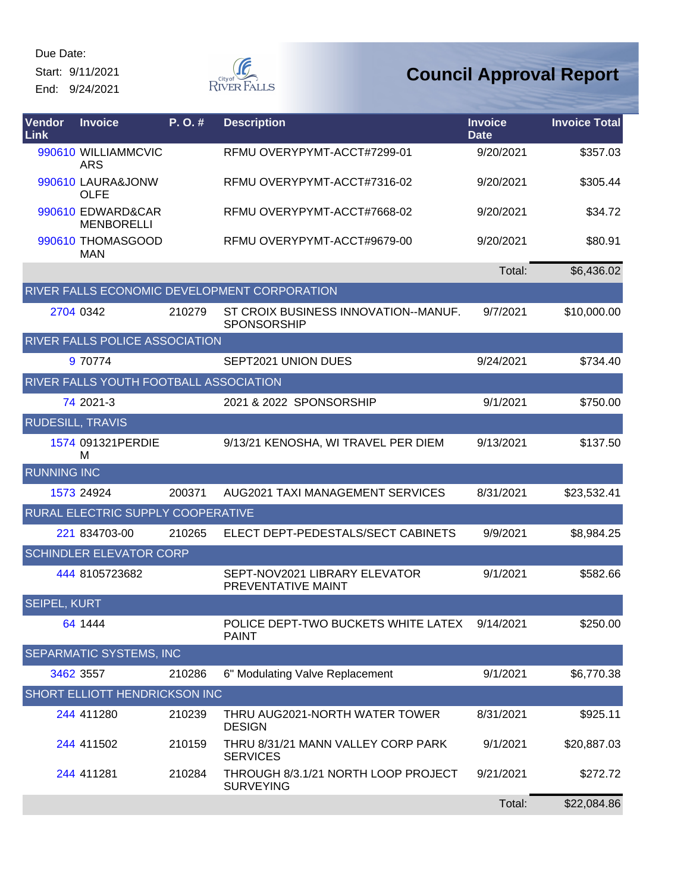Due Date:

Start: 9/11/2021

End: 9/24/2021

# Council Approval Report

| Vendor Link | Invoice | P. O. # | Description | Invoice Date | Invoice Total |
|---|---|---|---|---|---|
| 990610 | WILLIAMMCVICARS | | RFMU OVERYPYMT-ACCT#7299-01 | 9/20/2021 | $357.03 |
| 990610 | LAURA&JONWOLFE | | RFMU OVERYPYMT-ACCT#7316-02 | 9/20/2021 | $305.44 |
| 990610 | EDWARD&CARMENBORELLI | | RFMU OVERYPYMT-ACCT#7668-02 | 9/20/2021 | $34.72 |
| 990610 | THOMASGOODMAN | | RFMU OVERYPYMT-ACCT#9679-00 | 9/20/2021 | $80.91 |
| | | | | Total: | $6,436.02 |
| RIVER FALLS ECONOMIC DEVELOPMENT CORPORATION | | | | | |
| 2704 | 0342 | 210279 | ST CROIX BUSINESS INNOVATION--MANUF. SPONSORSHIP | 9/7/2021 | $10,000.00 |
| RIVER FALLS POLICE ASSOCIATION | | | | | |
| 9 | 70774 | | SEPT2021 UNION DUES | 9/24/2021 | $734.40 |
| RIVER FALLS YOUTH FOOTBALL ASSOCIATION | | | | | |
| 74 | 2021-3 | | 2021 & 2022 SPONSORSHIP | 9/1/2021 | $750.00 |
| RUDESILL, TRAVIS | | | | | |
| 1574 | 091321PERDIEM | | 9/13/21 KENOSHA, WI TRAVEL PER DIEM | 9/13/2021 | $137.50 |
| RUNNING INC | | | | | |
| 1573 | 24924 | 200371 | AUG2021 TAXI MANAGEMENT SERVICES | 8/31/2021 | $23,532.41 |
| RURAL ELECTRIC SUPPLY COOPERATIVE | | | | | |
| 221 | 834703-00 | 210265 | ELECT DEPT-PEDESTALS/SECT CABINETS | 9/9/2021 | $8,984.25 |
| SCHINDLER ELEVATOR CORP | | | | | |
| 444 | 8105723682 | | SEPT-NOV2021 LIBRARY ELEVATOR PREVENTATIVE MAINT | 9/1/2021 | $582.66 |
| SEIPEL, KURT | | | | | |
| 64 | 1444 | | POLICE DEPT-TWO BUCKETS WHITE LATEX PAINT | 9/14/2021 | $250.00 |
| SEPARMATIC SYSTEMS, INC | | | | | |
| 3462 | 3557 | 210286 | 6" Modulating Valve Replacement | 9/1/2021 | $6,770.38 |
| SHORT ELLIOTT HENDRICKSON INC | | | | | |
| 244 | 411280 | 210239 | THRU AUG2021-NORTH WATER TOWER DESIGN | 8/31/2021 | $925.11 |
| 244 | 411502 | 210159 | THRU 8/31/21 MANN VALLEY CORP PARK SERVICES | 9/1/2021 | $20,887.03 |
| 244 | 411281 | 210284 | THROUGH 8/3.1/21 NORTH LOOP PROJECT SURVEYING | 9/21/2021 | $272.72 |
| | | | | Total: | $22,084.86 |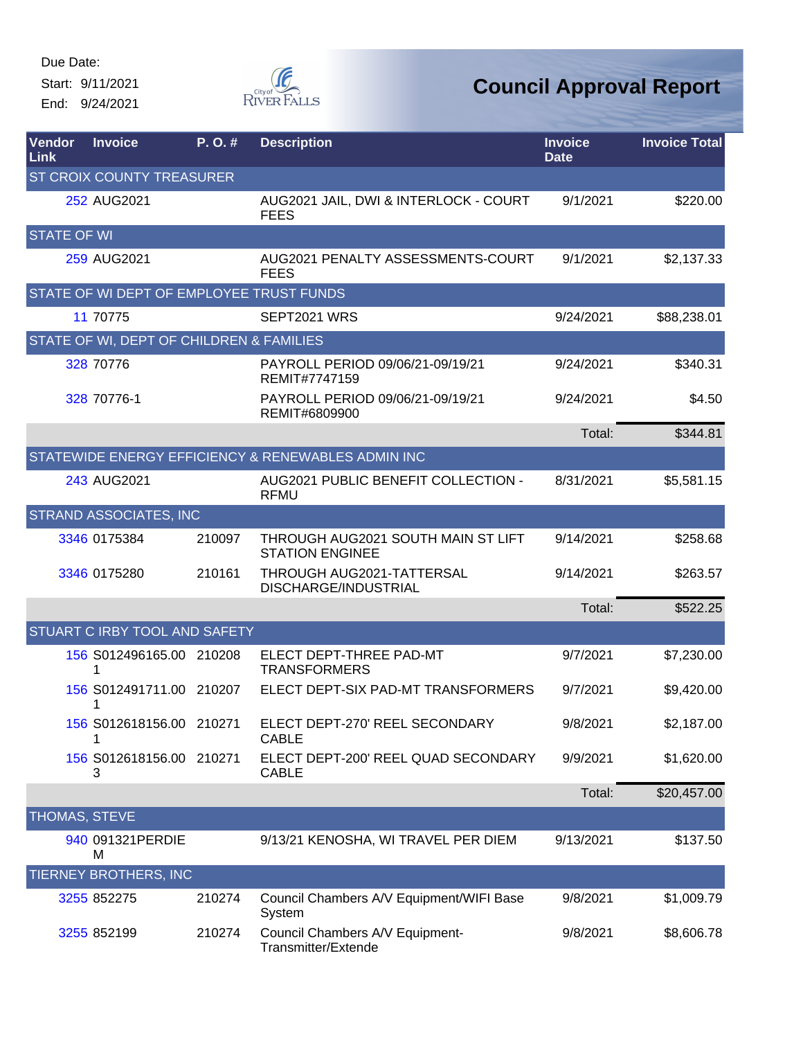Due Date:

Start: 9/11/2021

End: 9/24/2021

# Council Approval Report

| Vendor Link | Invoice | P. O. # | Description | Invoice Date | Invoice Total |
|---|---|---|---|---|---|
| ST CROIX COUNTY TREASURER | | | | | |
| 252 | AUG2021 | | AUG2021 JAIL, DWI & INTERLOCK - COURT FEES | 9/1/2021 | $220.00 |
| STATE OF WI | | | | | |
| 259 | AUG2021 | | AUG2021 PENALTY ASSESSMENTS-COURT FEES | 9/1/2021 | $2,137.33 |
| STATE OF WI DEPT OF EMPLOYEE TRUST FUNDS | | | | | |
| 11 | 70775 | | SEPT2021 WRS | 9/24/2021 | $88,238.01 |
| STATE OF WI, DEPT OF CHILDREN & FAMILIES | | | | | |
| 328 | 70776 | | PAYROLL PERIOD 09/06/21-09/19/21 REMIT#7747159 | 9/24/2021 | $340.31 |
| 328 | 70776-1 | | PAYROLL PERIOD 09/06/21-09/19/21 REMIT#6809900 | 9/24/2021 | $4.50 |
| | | | | Total: | $344.81 |
| STATEWIDE ENERGY EFFICIENCY & RENEWABLES ADMIN INC | | | | | |
| 243 | AUG2021 | | AUG2021 PUBLIC BENEFIT COLLECTION - RFMU | 8/31/2021 | $5,581.15 |
| STRAND ASSOCIATES, INC | | | | | |
| 3346 | 0175384 | 210097 | THROUGH AUG2021 SOUTH MAIN ST LIFT STATION ENGINEE | 9/14/2021 | $258.68 |
| 3346 | 0175280 | 210161 | THROUGH AUG2021-TATTERSAL DISCHARGE/INDUSTRIAL | 9/14/2021 | $263.57 |
| | | | | Total: | $522.25 |
| STUART C IRBY TOOL AND SAFETY | | | | | |
| 156 | S012496165.001 | 210208 | ELECT DEPT-THREE PAD-MT TRANSFORMERS | 9/7/2021 | $7,230.00 |
| 156 | S012491711.001 | 210207 | ELECT DEPT-SIX PAD-MT TRANSFORMERS | 9/7/2021 | $9,420.00 |
| 156 | S012618156.001 | 210271 | ELECT DEPT-270' REEL SECONDARY CABLE | 9/8/2021 | $2,187.00 |
| 156 | S012618156.003 | 210271 | ELECT DEPT-200' REEL QUAD SECONDARY CABLE | 9/9/2021 | $1,620.00 |
| | | | | Total: | $20,457.00 |
| THOMAS, STEVE | | | | | |
| 940 | 091321PERDIEM | | 9/13/21 KENOSHA, WI TRAVEL PER DIEM | 9/13/2021 | $137.50 |
| TIERNEY BROTHERS, INC | | | | | |
| 3255 | 852275 | 210274 | Council Chambers A/V Equipment/WIFI Base System | 9/8/2021 | $1,009.79 |
| 3255 | 852199 | 210274 | Council Chambers A/V Equipment-Transmitter/Extende | 9/8/2021 | $8,606.78 |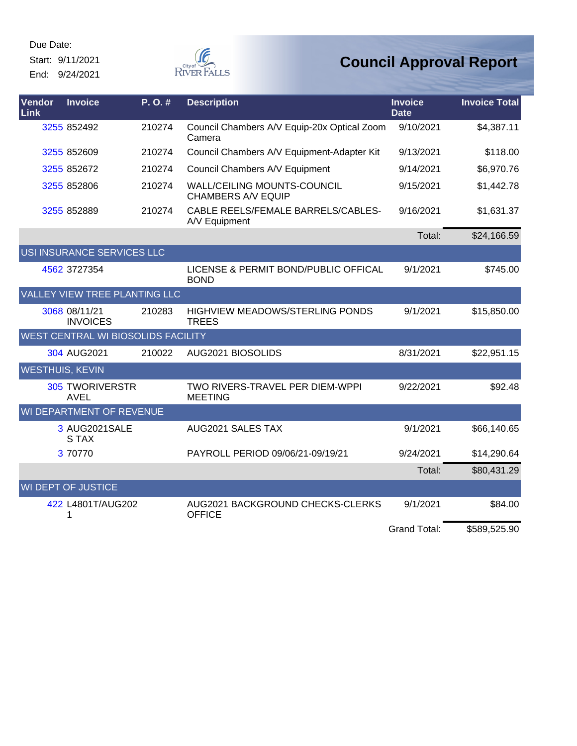Due Date:
Start: 9/11/2021
End: 9/24/2021

City of River Falls

# Council Approval Report

| Vendor Link | Invoice | P. O. # | Description | Invoice Date | Invoice Total |
|---|---|---|---|---|---|
| 3255 | 852492 | 210274 | Council Chambers A/V Equip-20x Optical Zoom Camera | 9/10/2021 | $4,387.11 |
| 3255 | 852609 | 210274 | Council Chambers A/V Equipment-Adapter Kit | 9/13/2021 | $118.00 |
| 3255 | 852672 | 210274 | Council Chambers A/V Equipment | 9/14/2021 | $6,970.76 |
| 3255 | 852806 | 210274 | WALL/CEILING MOUNTS-COUNCIL CHAMBERS A/V EQUIP | 9/15/2021 | $1,442.78 |
| 3255 | 852889 | 210274 | CABLE REELS/FEMALE BARRELS/CABLES-A/V Equipment | 9/16/2021 | $1,631.37 |
| | | | | Total: | $24,166.59 |
| USI INSURANCE SERVICES LLC | | | | | |
| 4562 | 3727354 | | LICENSE & PERMIT BOND/PUBLIC OFFICAL BOND | 9/1/2021 | $745.00 |
| VALLEY VIEW TREE PLANTING LLC | | | | | |
| 3068 | 08/11/21 INVOICES | 210283 | HIGHVIEW MEADOWS/STERLING PONDS TREES | 9/1/2021 | $15,850.00 |
| WEST CENTRAL WI BIOSOLIDS FACILITY | | | | | |
| 304 | AUG2021 | 210022 | AUG2021 BIOSOLIDS | 8/31/2021 | $22,951.15 |
| WESTHUIS, KEVIN | | | | | |
| 305 | TWORIVERSTRAVEL | | TWO RIVERS-TRAVEL PER DIEM-WPPI MEETING | 9/22/2021 | $92.48 |
| WI DEPARTMENT OF REVENUE | | | | | |
| 3 | AUG2021SALES TAX | | AUG2021 SALES TAX | 9/1/2021 | $66,140.65 |
| 3 | 70770 | | PAYROLL PERIOD 09/06/21-09/19/21 | 9/24/2021 | $14,290.64 |
| | | | | Total: | $80,431.29 |
| WI DEPT OF JUSTICE | | | | | |
| 422 | L4801T/AUG2021 | | AUG2021 BACKGROUND CHECKS-CLERKS OFFICE | 9/1/2021 | $84.00 |
| | | | | Grand Total: | $589,525.90 |